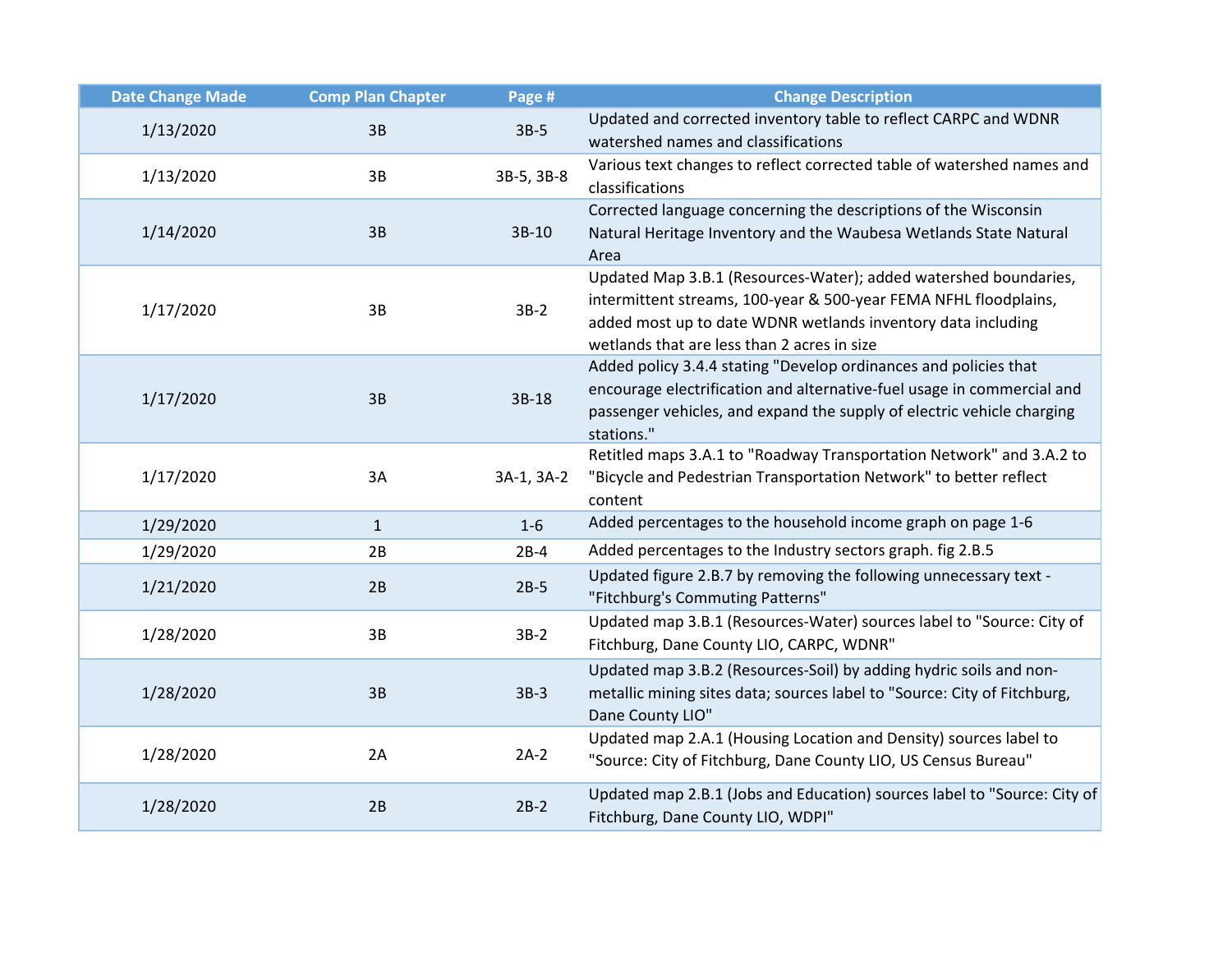| Date Change Made | Comp Plan Chapter | Page # | Change Description |
|---|---|---|---|
| 1/13/2020 | 3B | 3B-5 | Updated and corrected inventory table to reflect CARPC and WDNR watershed names and classifications |
| 1/13/2020 | 3B | 3B-5, 3B-8 | Various text changes to reflect corrected table of watershed names and classifications |
| 1/14/2020 | 3B | 3B-10 | Corrected language concerning the descriptions of the Wisconsin Natural Heritage Inventory and the Waubesa Wetlands State Natural Area |
| 1/17/2020 | 3B | 3B-2 | Updated Map 3.B.1 (Resources-Water); added watershed boundaries, intermittent streams, 100-year & 500-year FEMA NFHL floodplains, added most up to date WDNR wetlands inventory data including wetlands that are less than 2 acres in size |
| 1/17/2020 | 3B | 3B-18 | Added policy 3.4.4 stating "Develop ordinances and policies that encourage electrification and alternative-fuel usage in commercial and passenger vehicles, and expand the supply of electric vehicle charging stations." |
| 1/17/2020 | 3A | 3A-1, 3A-2 | Retitled maps 3.A.1 to "Roadway Transportation Network" and 3.A.2 to "Bicycle and Pedestrian Transportation Network" to better reflect content |
| 1/29/2020 | 1 | 1-6 | Added percentages to the household income graph on page 1-6 |
| 1/29/2020 | 2B | 2B-4 | Added percentages to the Industry sectors graph. fig 2.B.5 |
| 1/21/2020 | 2B | 2B-5 | Updated figure 2.B.7 by removing the following unnecessary text - "Fitchburg's Commuting Patterns" |
| 1/28/2020 | 3B | 3B-2 | Updated map 3.B.1 (Resources-Water) sources label to "Source: City of Fitchburg, Dane County LIO, CARPC, WDNR" |
| 1/28/2020 | 3B | 3B-3 | Updated map 3.B.2 (Resources-Soil) by adding hydric soils and non-metallic mining sites data; sources label to "Source: City of Fitchburg, Dane County LIO" |
| 1/28/2020 | 2A | 2A-2 | Updated map 2.A.1 (Housing Location and Density) sources label to "Source: City of Fitchburg, Dane County LIO, US Census Bureau" |
| 1/28/2020 | 2B | 2B-2 | Updated map 2.B.1 (Jobs and Education) sources label to "Source: City of Fitchburg, Dane County LIO, WDPI" |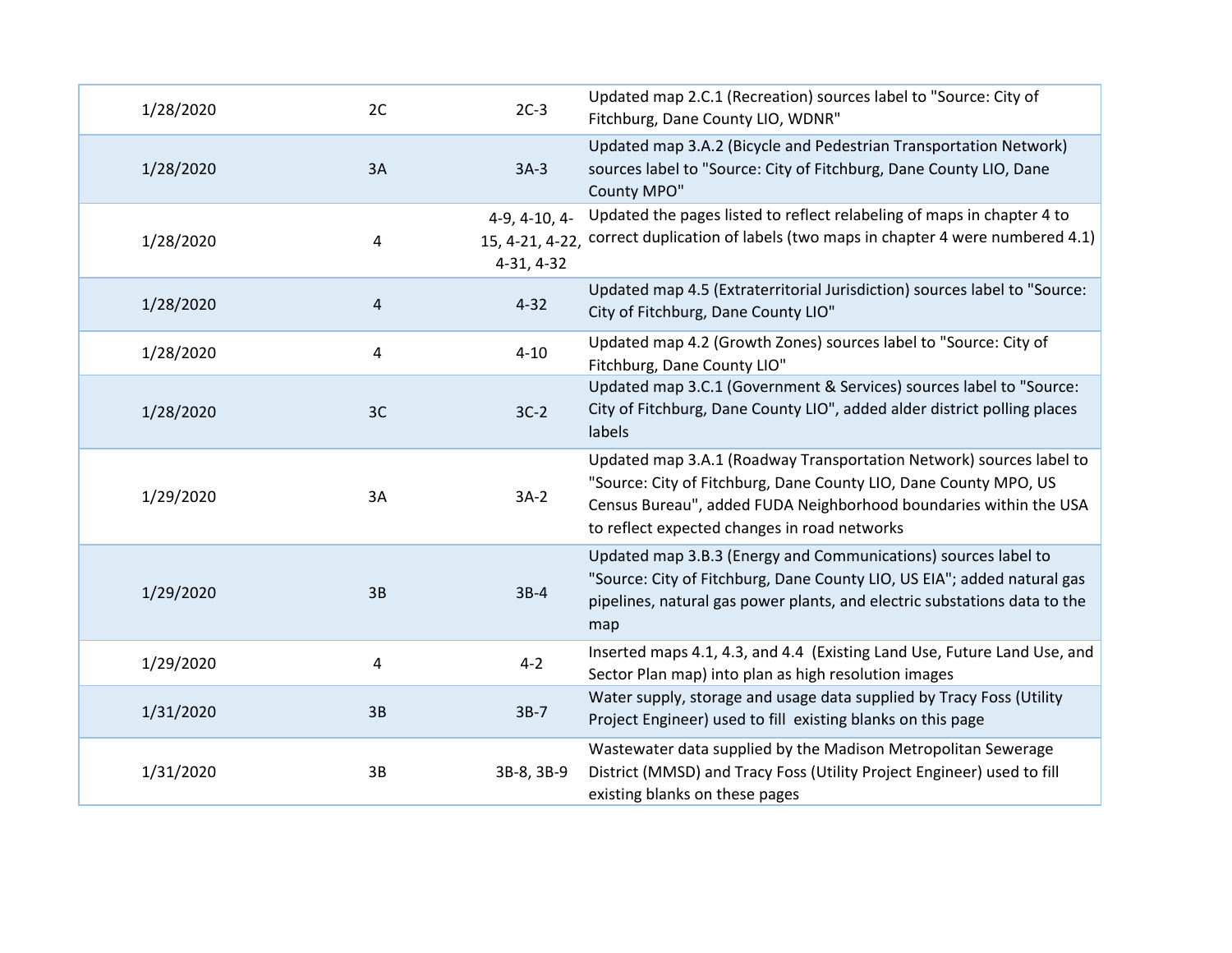| | | | |
|---|---|---|---|
| 1/28/2020 | 2C | 2C-3 | Updated map 2.C.1 (Recreation) sources label to "Source: City of Fitchburg, Dane County LIO, WDNR" |
| 1/28/2020 | 3A | 3A-3 | Updated map 3.A.2 (Bicycle and Pedestrian Transportation Network) sources label to "Source: City of Fitchburg, Dane County LIO, Dane County MPO" |
| 1/28/2020 | 4 | 4-9, 4-10, 4-15, 4-21, 4-22, 4-31, 4-32 | Updated the pages listed to reflect relabeling of maps in chapter 4 to correct duplication of labels (two maps in chapter 4 were numbered 4.1) |
| 1/28/2020 | 4 | 4-32 | Updated map 4.5 (Extraterritorial Jurisdiction) sources label to "Source: City of Fitchburg, Dane County LIO" |
| 1/28/2020 | 4 | 4-10 | Updated map 4.2 (Growth Zones) sources label to "Source: City of Fitchburg, Dane County LIO" |
| 1/28/2020 | 3C | 3C-2 | Updated map 3.C.1 (Government & Services) sources label to "Source: City of Fitchburg, Dane County LIO", added alder district polling places labels |
| 1/29/2020 | 3A | 3A-2 | Updated map 3.A.1 (Roadway Transportation Network) sources label to "Source: City of Fitchburg, Dane County LIO, Dane County MPO, US Census Bureau", added FUDA Neighborhood boundaries within the USA to reflect expected changes in road networks |
| 1/29/2020 | 3B | 3B-4 | Updated map 3.B.3 (Energy and Communications) sources label to "Source: City of Fitchburg, Dane County LIO, US EIA"; added natural gas pipelines, natural gas power plants, and electric substations data to the map |
| 1/29/2020 | 4 | 4-2 | Inserted maps 4.1, 4.3, and 4.4 (Existing Land Use, Future Land Use, and Sector Plan map) into plan as high resolution images |
| 1/31/2020 | 3B | 3B-7 | Water supply, storage and usage data supplied by Tracy Foss (Utility Project Engineer) used to fill existing blanks on this page |
| 1/31/2020 | 3B | 3B-8, 3B-9 | Wastewater data supplied by the Madison Metropolitan Sewerage District (MMSD) and Tracy Foss (Utility Project Engineer) used to fill existing blanks on these pages |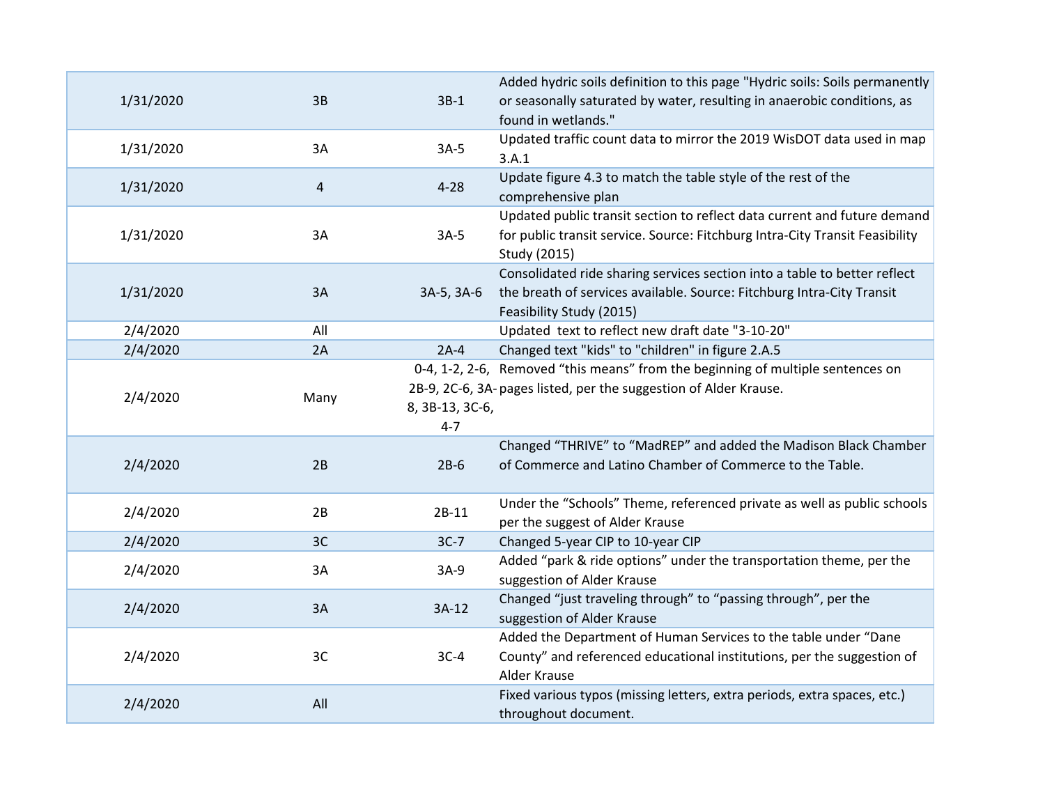| | | | |
|---|---|---|---|
| 1/31/2020 | 3B | 3B-1 | Added hydric soils definition to this page "Hydric soils: Soils permanently or seasonally saturated by water, resulting in anaerobic conditions, as found in wetlands." |
| 1/31/2020 | 3A | 3A-5 | Updated traffic count data to mirror the 2019 WisDOT data used in map 3.A.1 |
| 1/31/2020 | 4 | 4-28 | Update figure 4.3 to match the table style of the rest of the comprehensive plan |
| 1/31/2020 | 3A | 3A-5 | Updated public transit section to reflect data current and future demand for public transit service. Source: Fitchburg Intra-City Transit Feasibility Study (2015) |
| 1/31/2020 | 3A | 3A-5, 3A-6 | Consolidated ride sharing services section into a table to better reflect the breath of services available. Source: Fitchburg Intra-City Transit Feasibility Study (2015) |
| 2/4/2020 | All | | Updated text to reflect new draft date "3-10-20" |
| 2/4/2020 | 2A | 2A-4 | Changed text "kids" to "children" in figure 2.A.5 |
| 2/4/2020 | Many | 0-4, 1-2, 2-6, 2B-9, 2C-6, 3A-8, 3B-13, 3C-6, 4-7 | Removed “this means” from the beginning of multiple sentences on pages listed, per the suggestion of Alder Krause. |
| 2/4/2020 | 2B | 2B-6 | Changed “THRIVE” to “MadREP” and added the Madison Black Chamber of Commerce and Latino Chamber of Commerce to the Table. |
| 2/4/2020 | 2B | 2B-11 | Under the “Schools” Theme, referenced private as well as public schools per the suggest of Alder Krause |
| 2/4/2020 | 3C | 3C-7 | Changed 5-year CIP to 10-year CIP |
| 2/4/2020 | 3A | 3A-9 | Added “park & ride options” under the transportation theme, per the suggestion of Alder Krause |
| 2/4/2020 | 3A | 3A-12 | Changed “just traveling through” to “passing through”, per the suggestion of Alder Krause |
| 2/4/2020 | 3C | 3C-4 | Added the Department of Human Services to the table under “Dane County” and referenced educational institutions, per the suggestion of Alder Krause |
| 2/4/2020 | All | | Fixed various typos (missing letters, extra periods, extra spaces, etc.) throughout document. |